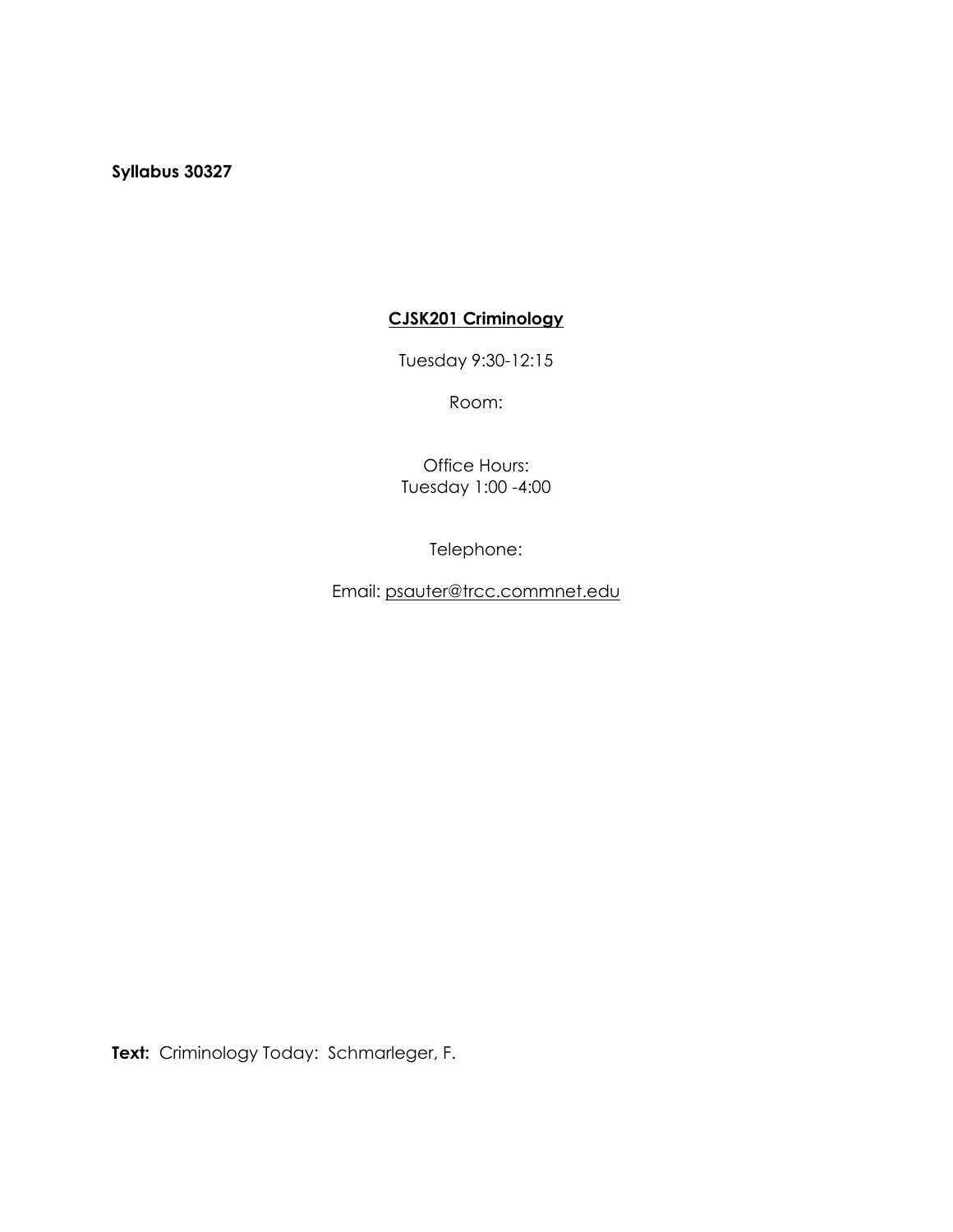**Syllabus 30327**

## CJSK201 Criminology

Tuesday 9:30-12:15

Room:

Office Hours:
Tuesday 1:00 -4:00

Telephone:

Email: psauter@trcc.commnet.edu

**Text:** Criminology Today: Schmarleger, F.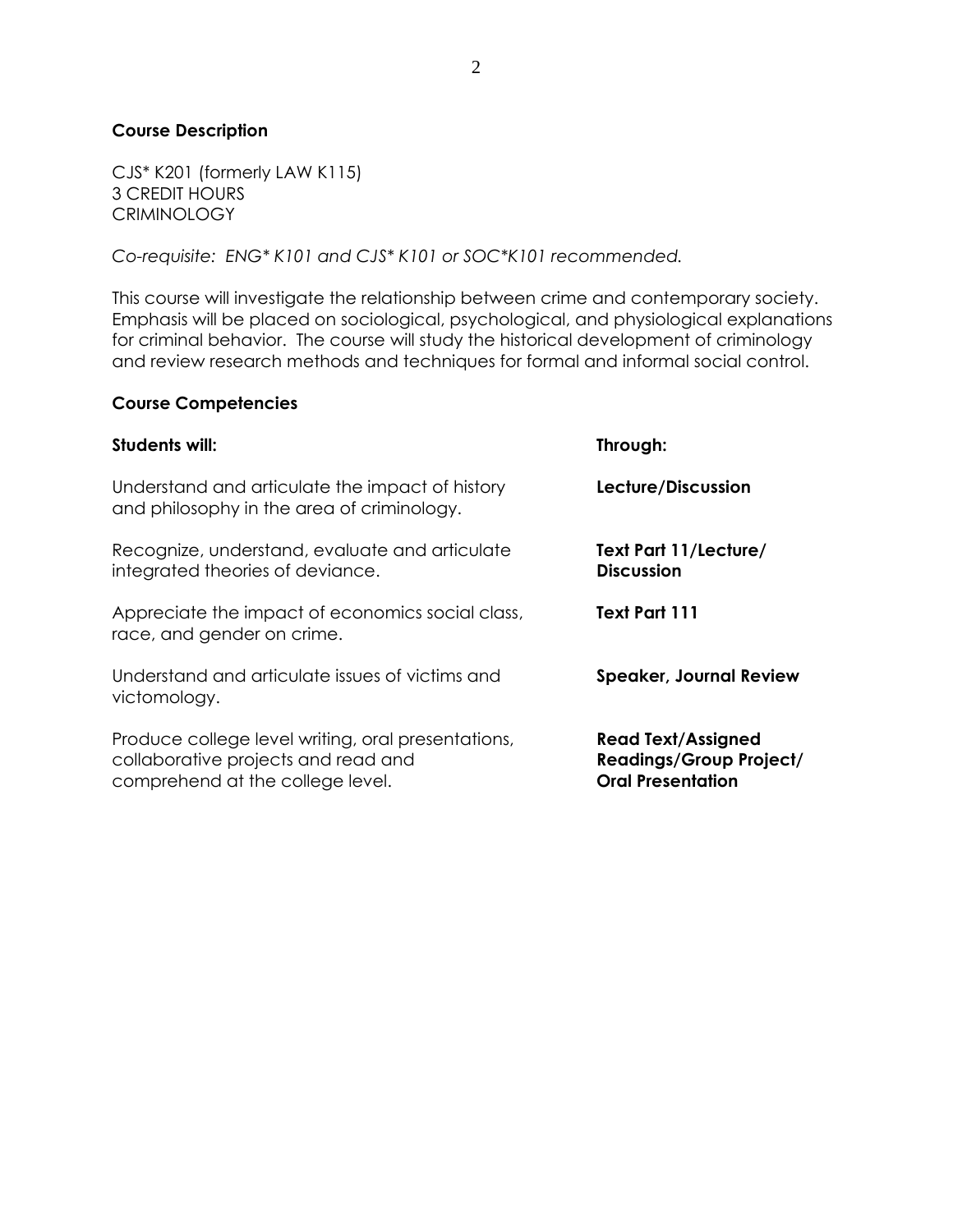## Course Description

CJS* K201 (formerly LAW K115)
3 CREDIT HOURS
CRIMINOLOGY

*Co-requisite: ENG* K101 and CJS* K101 or SOC*K101 recommended.*

This course will investigate the relationship between crime and contemporary society. Emphasis will be placed on sociological, psychological, and physiological explanations for criminal behavior. The course will study the historical development of criminology and review research methods and techniques for formal and informal social control.

## Course Competencies

| **Students will:** | **Through:** |
|---|---|
| Understand and articulate the impact of history and philosophy in the area of criminology. | **Lecture/Discussion** |
| Recognize, understand, evaluate and articulate integrated theories of deviance. | **Text Part 11/Lecture/ Discussion** |
| Appreciate the impact of economics social class, race, and gender on crime. | **Text Part 111** |
| Understand and articulate issues of victims and victomology. | **Speaker, Journal Review** |
| Produce college level writing, oral presentations, collaborative projects and read and comprehend at the college level. | **Read Text/Assigned Readings/Group Project/ Oral Presentation** |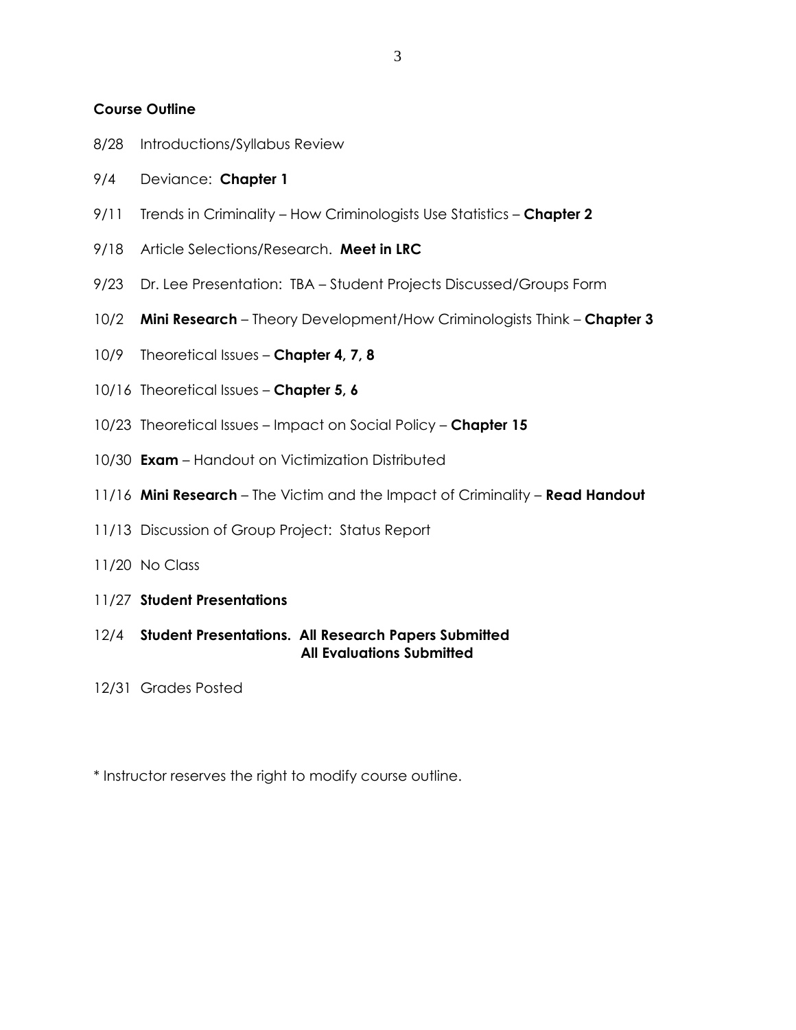**Course Outline**

8/28 Introductions/Syllabus Review

9/4 Deviance: **Chapter 1**

9/11 Trends in Criminality – How Criminologists Use Statistics – **Chapter 2**

9/18 Article Selections/Research. **Meet in LRC**

9/23 Dr. Lee Presentation: TBA – Student Projects Discussed/Groups Form

10/2 **Mini Research** – Theory Development/How Criminologists Think – **Chapter 3**

10/9 Theoretical Issues – **Chapter 4, 7, 8**

10/16 Theoretical Issues – **Chapter 5, 6**

10/23 Theoretical Issues – Impact on Social Policy – **Chapter 15**

10/30 **Exam** – Handout on Victimization Distributed

11/16 **Mini Research** – The Victim and the Impact of Criminality – **Read Handout**

11/13 Discussion of Group Project: Status Report

11/20 No Class

11/27 **Student Presentations**

12/4 **Student Presentations. All Research Papers Submitted**
**All Evaluations Submitted**

12/31 Grades Posted

\* Instructor reserves the right to modify course outline.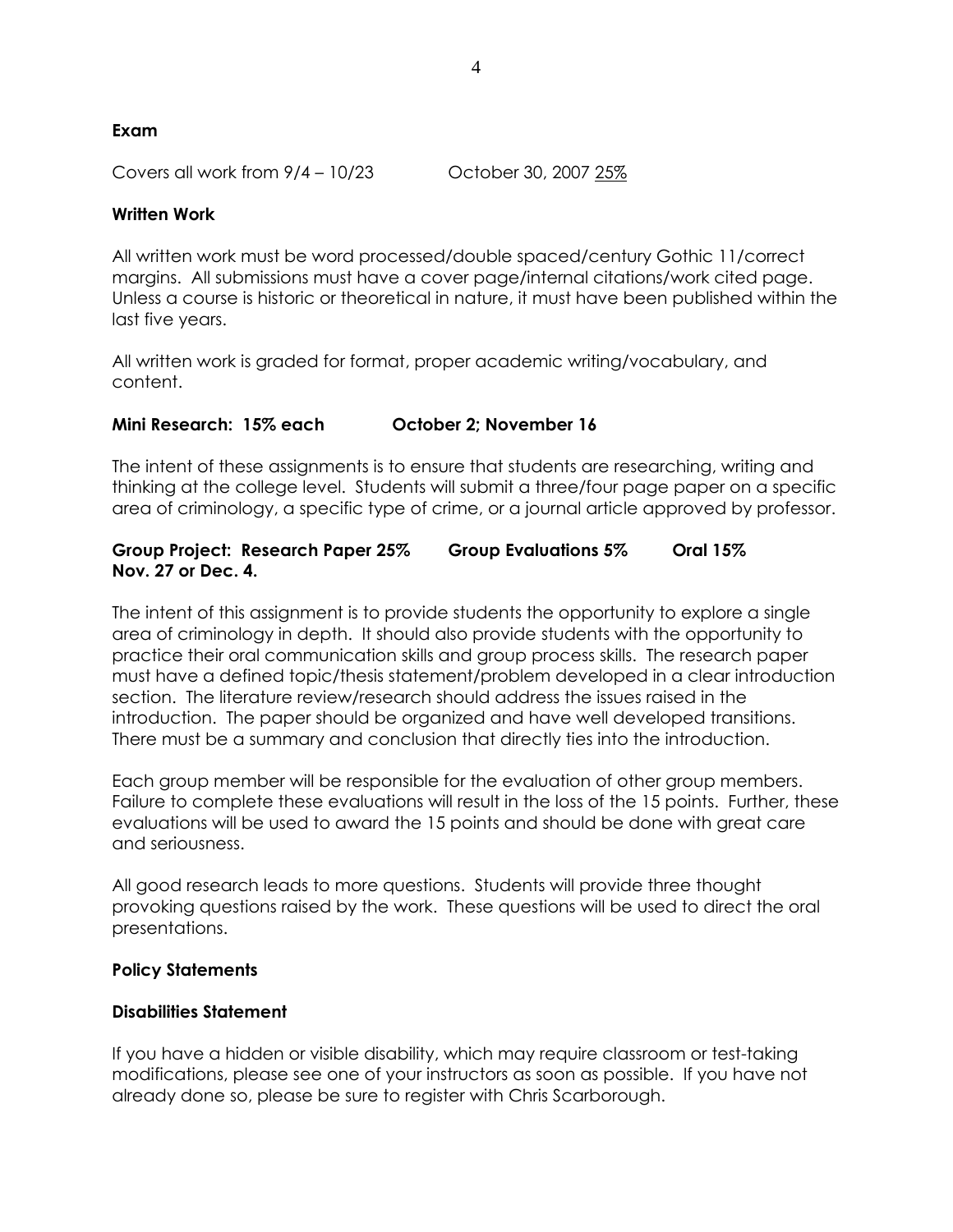**Exam**

Covers all work from 9/4 – 10/23 October 30, 2007 <u>25%</u>

**Written Work**

All written work must be word processed/double spaced/century Gothic 11/correct margins. All submissions must have a cover page/internal citations/work cited page. Unless a course is historic or theoretical in nature, it must have been published within the last five years.

All written work is graded for format, proper academic writing/vocabulary, and content.

**Mini Research: 15% each October 2; November 16**

The intent of these assignments is to ensure that students are researching, writing and thinking at the college level. Students will submit a three/four page paper on a specific area of criminology, a specific type of crime, or a journal article approved by professor.

**Group Project: Research Paper 25% Group Evaluations 5% Oral 15%**
**Nov. 27 or Dec. 4.**

The intent of this assignment is to provide students the opportunity to explore a single area of criminology in depth. It should also provide students with the opportunity to practice their oral communication skills and group process skills. The research paper must have a defined topic/thesis statement/problem developed in a clear introduction section. The literature review/research should address the issues raised in the introduction. The paper should be organized and have well developed transitions. There must be a summary and conclusion that directly ties into the introduction.

Each group member will be responsible for the evaluation of other group members. Failure to complete these evaluations will result in the loss of the 15 points. Further, these evaluations will be used to award the 15 points and should be done with great care and seriousness.

All good research leads to more questions. Students will provide three thought provoking questions raised by the work. These questions will be used to direct the oral presentations.

**Policy Statements**

**Disabilities Statement**

If you have a hidden or visible disability, which may require classroom or test-taking modifications, please see one of your instructors as soon as possible. If you have not already done so, please be sure to register with Chris Scarborough.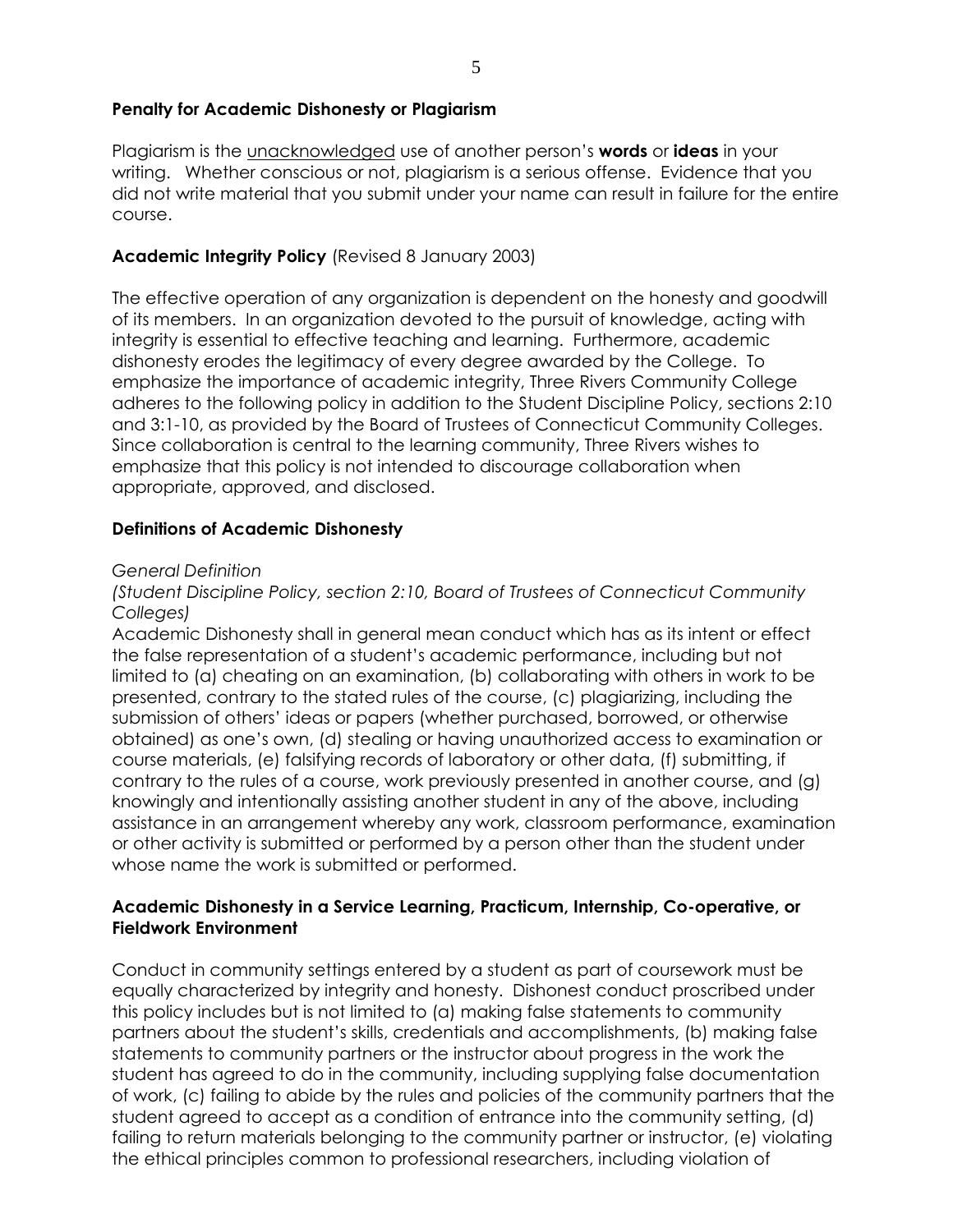**Penalty for Academic Dishonesty or Plagiarism**

Plagiarism is the <u>unacknowledged</u> use of another person's **words** or **ideas** in your writing. Whether conscious or not, plagiarism is a serious offense. Evidence that you did not write material that you submit under your name can result in failure for the entire course.

**Academic Integrity Policy** (Revised 8 January 2003)

The effective operation of any organization is dependent on the honesty and goodwill of its members. In an organization devoted to the pursuit of knowledge, acting with integrity is essential to effective teaching and learning. Furthermore, academic dishonesty erodes the legitimacy of every degree awarded by the College. To emphasize the importance of academic integrity, Three Rivers Community College adheres to the following policy in addition to the Student Discipline Policy, sections 2:10 and 3:1-10, as provided by the Board of Trustees of Connecticut Community Colleges. Since collaboration is central to the learning community, Three Rivers wishes to emphasize that this policy is not intended to discourage collaboration when appropriate, approved, and disclosed.

**Definitions of Academic Dishonesty**

*General Definition*

*(Student Discipline Policy, section 2:10, Board of Trustees of Connecticut Community Colleges)*

Academic Dishonesty shall in general mean conduct which has as its intent or effect the false representation of a student's academic performance, including but not limited to (a) cheating on an examination, (b) collaborating with others in work to be presented, contrary to the stated rules of the course, (c) plagiarizing, including the submission of others' ideas or papers (whether purchased, borrowed, or otherwise obtained) as one's own, (d) stealing or having unauthorized access to examination or course materials, (e) falsifying records of laboratory or other data, (f) submitting, if contrary to the rules of a course, work previously presented in another course, and (g) knowingly and intentionally assisting another student in any of the above, including assistance in an arrangement whereby any work, classroom performance, examination or other activity is submitted or performed by a person other than the student under whose name the work is submitted or performed.

**Academic Dishonesty in a Service Learning, Practicum, Internship, Co-operative, or Fieldwork Environment**

Conduct in community settings entered by a student as part of coursework must be equally characterized by integrity and honesty. Dishonest conduct proscribed under this policy includes but is not limited to (a) making false statements to community partners about the student's skills, credentials and accomplishments, (b) making false statements to community partners or the instructor about progress in the work the student has agreed to do in the community, including supplying false documentation of work, (c) failing to abide by the rules and policies of the community partners that the student agreed to accept as a condition of entrance into the community setting, (d) failing to return materials belonging to the community partner or instructor, (e) violating the ethical principles common to professional researchers, including violation of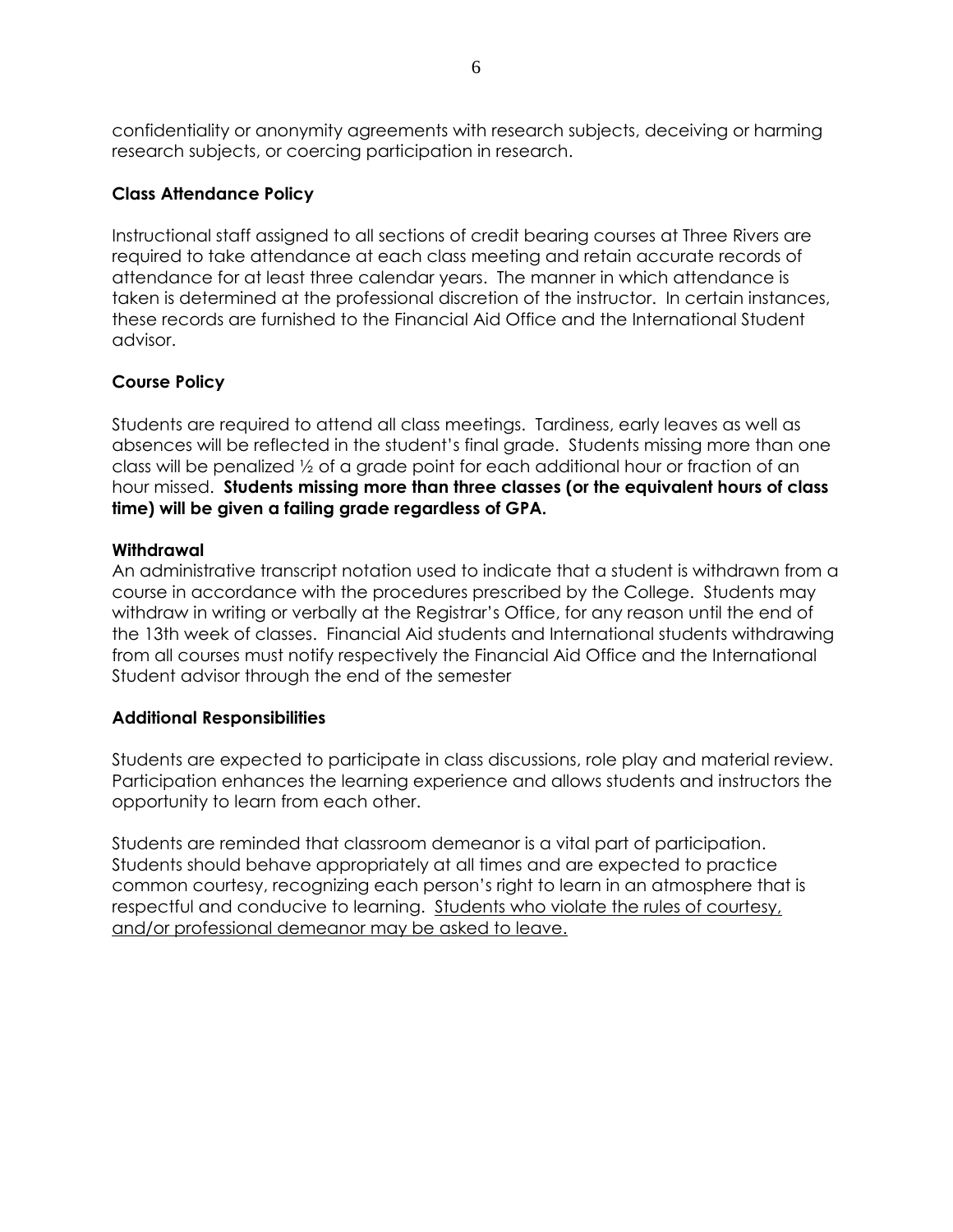confidentiality or anonymity agreements with research subjects, deceiving or harming research subjects, or coercing participation in research.

**Class Attendance Policy**

Instructional staff assigned to all sections of credit bearing courses at Three Rivers are required to take attendance at each class meeting and retain accurate records of attendance for at least three calendar years. The manner in which attendance is taken is determined at the professional discretion of the instructor. In certain instances, these records are furnished to the Financial Aid Office and the International Student advisor.

**Course Policy**

Students are required to attend all class meetings. Tardiness, early leaves as well as absences will be reflected in the student's final grade. Students missing more than one class will be penalized ½ of a grade point for each additional hour or fraction of an hour missed. **Students missing more than three classes (or the equivalent hours of class time) will be given a failing grade regardless of GPA.**

**Withdrawal**

An administrative transcript notation used to indicate that a student is withdrawn from a course in accordance with the procedures prescribed by the College. Students may withdraw in writing or verbally at the Registrar's Office, for any reason until the end of the 13th week of classes. Financial Aid students and International students withdrawing from all courses must notify respectively the Financial Aid Office and the International Student advisor through the end of the semester

**Additional Responsibilities**

Students are expected to participate in class discussions, role play and material review. Participation enhances the learning experience and allows students and instructors the opportunity to learn from each other.

Students are reminded that classroom demeanor is a vital part of participation. Students should behave appropriately at all times and are expected to practice common courtesy, recognizing each person's right to learn in an atmosphere that is respectful and conducive to learning. Students who violate the rules of courtesy, and/or professional demeanor may be asked to leave.